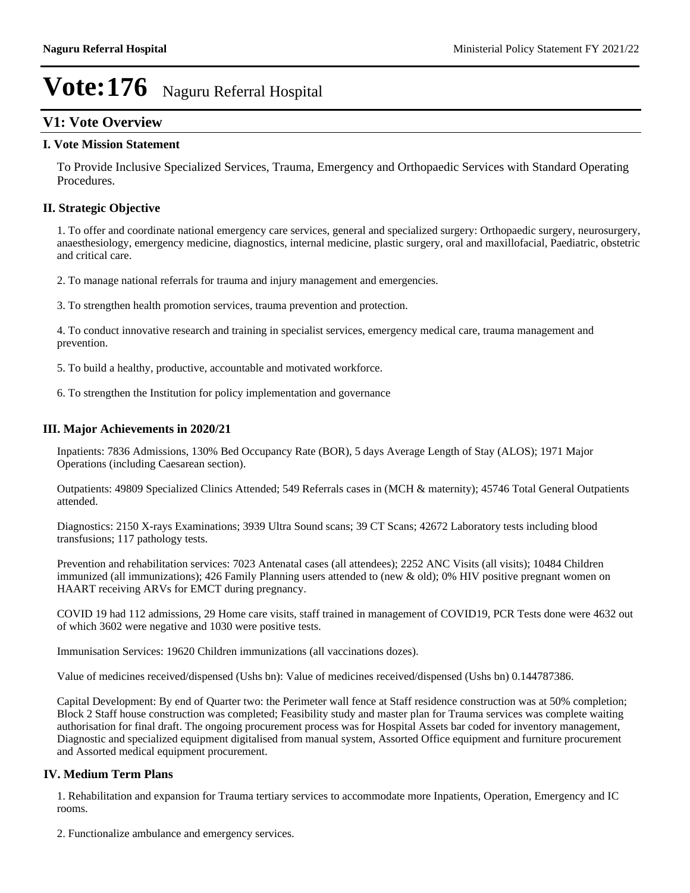# Vote:176 Naguru Referral Hospital

## V1: Vote Overview

### I. Vote Mission Statement

To Provide Inclusive Specialized Services, Trauma, Emergency and Orthopaedic Services with Standard Operating Procedures.

### II. Strategic Objective

1. To offer and coordinate national emergency care services, general and specialized surgery: Orthopaedic surgery, neurosurgery, anaesthesiology, emergency medicine, diagnostics, internal medicine, plastic surgery, oral and maxillofacial, Paediatric, obstetric and critical care.

2. To manage national referrals for trauma and injury management and emergencies.

3. To strengthen health promotion services, trauma prevention and protection.

4. To conduct innovative research and training in specialist services, emergency medical care, trauma management and prevention.

5. To build a healthy, productive, accountable and motivated workforce.

6. To strengthen the Institution for policy implementation and governance

### III. Major Achievements in 2020/21

Inpatients: 7836 Admissions, 130% Bed Occupancy Rate (BOR), 5 days Average Length of Stay (ALOS); 1971 Major Operations (including Caesarean section).

Outpatients: 49809 Specialized Clinics Attended; 549 Referrals cases in (MCH & maternity); 45746 Total General Outpatients attended.

Diagnostics: 2150 X-rays Examinations; 3939 Ultra Sound scans; 39 CT Scans; 42672 Laboratory tests including blood transfusions; 117 pathology tests.

Prevention and rehabilitation services: 7023 Antenatal cases (all attendees); 2252 ANC Visits (all visits); 10484 Children immunized (all immunizations); 426 Family Planning users attended to (new & old); 0% HIV positive pregnant women on HAART receiving ARVs for EMCT during pregnancy.

COVID 19 had 112 admissions, 29 Home care visits, staff trained in management of COVID19, PCR Tests done were 4632 out of which 3602 were negative and 1030 were positive tests.

Immunisation Services: 19620 Children immunizations (all vaccinations dozes).

Value of medicines received/dispensed (Ushs bn): Value of medicines received/dispensed (Ushs bn) 0.144787386.

Capital Development: By end of Quarter two: the Perimeter wall fence at Staff residence construction was at 50% completion; Block 2 Staff house construction was completed; Feasibility study and master plan for Trauma services was complete waiting authorisation for final draft. The ongoing procurement process was for Hospital Assets bar coded for inventory management, Diagnostic and specialized equipment digitalised from manual system, Assorted Office equipment and furniture procurement and Assorted medical equipment procurement.

### IV. Medium Term Plans

1. Rehabilitation and expansion for Trauma tertiary services to accommodate more Inpatients, Operation, Emergency and IC rooms.

2. Functionalize ambulance and emergency services.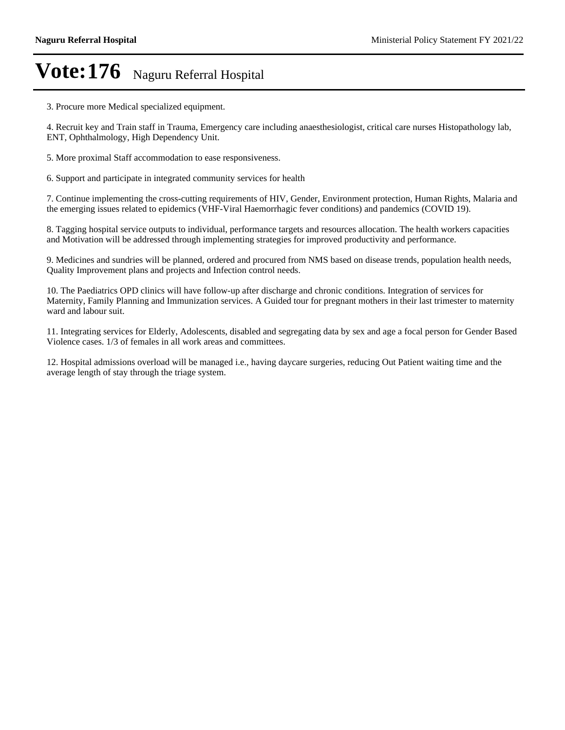# Vote:176 Naguru Referral Hospital

3. Procure more Medical specialized equipment.

4. Recruit key and Train staff in Trauma, Emergency care including anaesthesiologist, critical care nurses Histopathology lab, ENT, Ophthalmology, High Dependency Unit.

5. More proximal Staff accommodation to ease responsiveness.

6. Support and participate in integrated community services for health

7. Continue implementing the cross-cutting requirements of HIV, Gender, Environment protection, Human Rights, Malaria and the emerging issues related to epidemics (VHF-Viral Haemorrhagic fever conditions) and pandemics (COVID 19).

8. Tagging hospital service outputs to individual, performance targets and resources allocation. The health workers capacities and Motivation will be addressed through implementing strategies for improved productivity and performance.

9. Medicines and sundries will be planned, ordered and procured from NMS based on disease trends, population health needs, Quality Improvement plans and projects and Infection control needs.

10. The Paediatrics OPD clinics will have follow-up after discharge and chronic conditions. Integration of services for Maternity, Family Planning and Immunization services. A Guided tour for pregnant mothers in their last trimester to maternity ward and labour suit.

11. Integrating services for Elderly, Adolescents, disabled and segregating data by sex and age a focal person for Gender Based Violence cases. 1/3 of females in all work areas and committees.

12. Hospital admissions overload will be managed i.e., having daycare surgeries, reducing Out Patient waiting time and the average length of stay through the triage system.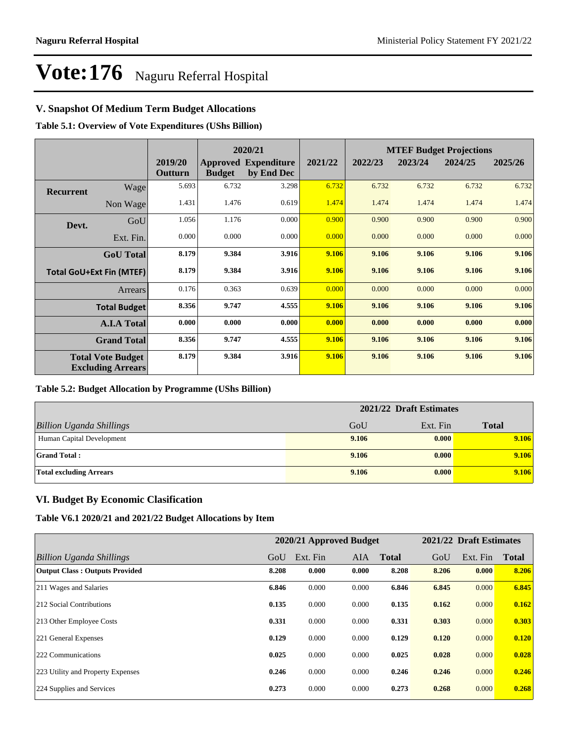# Vote:176 Naguru Referral Hospital

## V. Snapshot Of Medium Term Budget Allocations

**Table 5.1: Overview of Vote Expenditures (UShs Billion)**

| | | | 2020/21 | | | MTEF Budget Projections | | | |
|---|---|---|---|---|---|---|---|---|---|
| | | 2019/20 Outturn | Approved Budget | Expenditure by End Dec | 2021/22 | 2022/23 | 2023/24 | 2024/25 | 2025/26 |
| **Recurrent** | Wage | 5.693 | 6.732 | 3.298 | 6.732 | 6.732 | 6.732 | 6.732 | 6.732 |
| | Non Wage | 1.431 | 1.476 | 0.619 | 1.474 | 1.474 | 1.474 | 1.474 | 1.474 |
| **Devt.** | GoU | 1.056 | 1.176 | 0.000 | 0.900 | 0.900 | 0.900 | 0.900 | 0.900 |
| | Ext. Fin. | 0.000 | 0.000 | 0.000 | 0.000 | 0.000 | 0.000 | 0.000 | 0.000 |
| | **GoU Total** | **8.179** | **9.384** | **3.916** | **9.106** | **9.106** | **9.106** | **9.106** | **9.106** |
| **Total GoU+Ext Fin (MTEF)** | | **8.179** | **9.384** | **3.916** | **9.106** | **9.106** | **9.106** | **9.106** | **9.106** |
| | Arrears | 0.176 | 0.363 | 0.639 | 0.000 | 0.000 | 0.000 | 0.000 | 0.000 |
| | **Total Budget** | **8.356** | **9.747** | **4.555** | **9.106** | **9.106** | **9.106** | **9.106** | **9.106** |
| | **A.I.A Total** | **0.000** | **0.000** | **0.000** | **0.000** | **0.000** | **0.000** | **0.000** | **0.000** |
| | **Grand Total** | **8.356** | **9.747** | **4.555** | **9.106** | **9.106** | **9.106** | **9.106** | **9.106** |
| | **Total Vote Budget Excluding Arrears** | **8.179** | **9.384** | **3.916** | **9.106** | **9.106** | **9.106** | **9.106** | **9.106** |

**Table 5.2: Budget Allocation by Programme (UShs Billion)**

| | 2021/22 Draft Estimates | | |
|---|---|---|---|
| *Billion Uganda Shillings* | GoU | Ext. Fin | **Total** |
| Human Capital Development | **9.106** | **0.000** | **9.106** |
| **Grand Total :** | **9.106** | **0.000** | **9.106** |
| **Total excluding Arrears** | **9.106** | **0.000** | **9.106** |

## VI. Budget By Economic Clasification

**Table V6.1 2020/21 and 2021/22 Budget Allocations by Item**

| | 2020/21 Approved Budget | | | | 2021/22 Draft Estimates | | |
|---|---|---|---|---|---|---|---|
| *Billion Uganda Shillings* | GoU | Ext. Fin | AIA | **Total** | GoU | Ext. Fin | **Total** |
| **Output Class : Outputs Provided** | **8.208** | **0.000** | **0.000** | **8.208** | **8.206** | **0.000** | **8.206** |
| 211 Wages and Salaries | **6.846** | 0.000 | 0.000 | **6.846** | **6.845** | 0.000 | **6.845** |
| 212 Social Contributions | **0.135** | 0.000 | 0.000 | **0.135** | **0.162** | 0.000 | **0.162** |
| 213 Other Employee Costs | **0.331** | 0.000 | 0.000 | **0.331** | **0.303** | 0.000 | **0.303** |
| 221 General Expenses | **0.129** | 0.000 | 0.000 | **0.129** | **0.120** | 0.000 | **0.120** |
| 222 Communications | **0.025** | 0.000 | 0.000 | **0.025** | **0.028** | 0.000 | **0.028** |
| 223 Utility and Property Expenses | **0.246** | 0.000 | 0.000 | **0.246** | **0.246** | 0.000 | **0.246** |
| 224 Supplies and Services | **0.273** | 0.000 | 0.000 | **0.273** | **0.268** | 0.000 | **0.268** |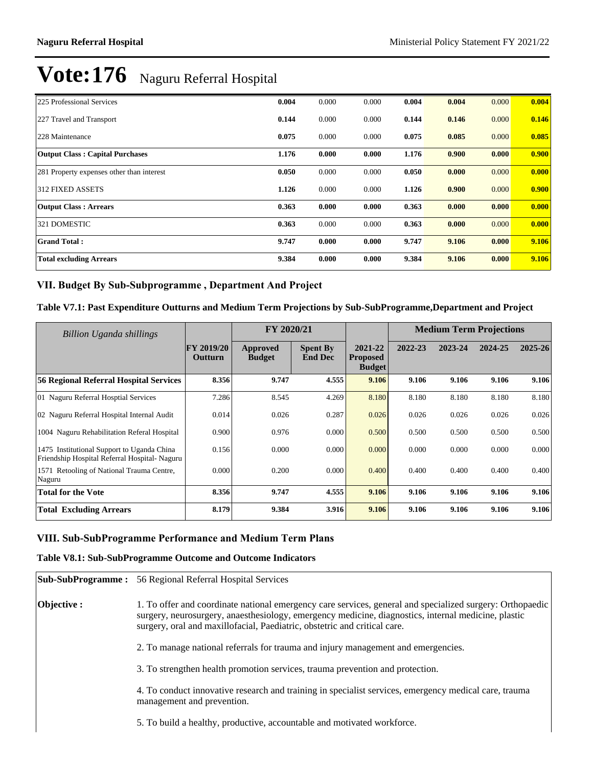# Vote:176 Naguru Referral Hospital

| | | | | | | | |
|---|---|---|---|---|---|---|---|
| 225 Professional Services | **0.004** | 0.000 | 0.000 | **0.004** | **0.004** | 0.000 | **0.004** |
| 227 Travel and Transport | **0.144** | 0.000 | 0.000 | **0.144** | **0.146** | 0.000 | **0.146** |
| 228 Maintenance | **0.075** | 0.000 | 0.000 | **0.075** | **0.085** | 0.000 | **0.085** |
| **Output Class : Capital Purchases** | **1.176** | **0.000** | **0.000** | **1.176** | **0.900** | **0.000** | **0.900** |
| 281 Property expenses other than interest | **0.050** | 0.000 | 0.000 | **0.050** | **0.000** | 0.000 | **0.000** |
| 312 FIXED ASSETS | **1.126** | 0.000 | 0.000 | **1.126** | **0.900** | 0.000 | **0.900** |
| **Output Class : Arrears** | **0.363** | **0.000** | **0.000** | **0.363** | **0.000** | **0.000** | **0.000** |
| 321 DOMESTIC | **0.363** | 0.000 | 0.000 | **0.363** | **0.000** | 0.000 | **0.000** |
| **Grand Total :** | **9.747** | **0.000** | **0.000** | **9.747** | **9.106** | **0.000** | **9.106** |
| **Total excluding Arrears** | **9.384** | **0.000** | **0.000** | **9.384** | **9.106** | **0.000** | **9.106** |

## VII. Budget By Sub-Subprogramme , Department And Project

### Table V7.1: Past Expenditure Outturns and Medium Term Projections by Sub-SubProgramme,Department and Project

| *Billion Uganda shillings* | | FY 2020/21 | | | Medium Term Projections | | | |
|---|---|---|---|---|---|---|---|---|
| | **FY 2019/20 Outturn** | **Approved Budget** | **Spent By End Dec** | **2021-22 Proposed Budget** | **2022-23** | **2023-24** | **2024-25** | **2025-26** |
| **56 Regional Referral Hospital Services** | **8.356** | **9.747** | **4.555** | **9.106** | **9.106** | **9.106** | **9.106** | **9.106** |
| 01 Naguru Referral Hosptial Services | 7.286 | 8.545 | 4.269 | 8.180 | 8.180 | 8.180 | 8.180 | 8.180 |
| 02 Naguru Referral Hospital Internal Audit | 0.014 | 0.026 | 0.287 | 0.026 | 0.026 | 0.026 | 0.026 | 0.026 |
| 1004 Naguru Rehabilitation Referal Hospital | 0.900 | 0.976 | 0.000 | 0.500 | 0.500 | 0.500 | 0.500 | 0.500 |
| 1475 Institutional Support to Uganda China Friendship Hospital Referral Hospital- Naguru | 0.156 | 0.000 | 0.000 | 0.000 | 0.000 | 0.000 | 0.000 | 0.000 |
| 1571 Retooling of National Trauma Centre, Naguru | 0.000 | 0.200 | 0.000 | 0.400 | 0.400 | 0.400 | 0.400 | 0.400 |
| **Total for the Vote** | **8.356** | **9.747** | **4.555** | **9.106** | **9.106** | **9.106** | **9.106** | **9.106** |
| **Total Excluding Arrears** | **8.179** | **9.384** | **3.916** | **9.106** | **9.106** | **9.106** | **9.106** | **9.106** |

## VIII. Sub-SubProgramme Performance and Medium Term Plans

### Table V8.1: Sub-SubProgramme Outcome and Outcome Indicators

| | |
|---|---|
| **Sub-SubProgramme :** | 56 Regional Referral Hospital Services |
| **Objective :** | 1. To offer and coordinate national emergency care services, general and specialized surgery: Orthopaedic surgery, neurosurgery, anaesthesiology, emergency medicine, diagnostics, internal medicine, plastic surgery, oral and maxillofacial, Paediatric, obstetric and critical care.<br><br>2. To manage national referrals for trauma and injury management and emergencies.<br><br>3. To strengthen health promotion services, trauma prevention and protection.<br><br>4. To conduct innovative research and training in specialist services, emergency medical care, trauma management and prevention.<br><br>5. To build a healthy, productive, accountable and motivated workforce. |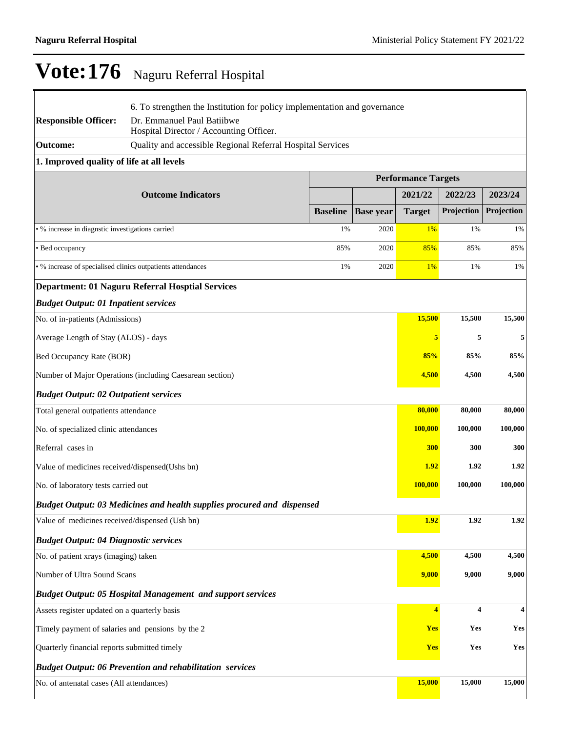# Vote:176 Naguru Referral Hospital

6. To strengthen the Institution for policy implementation and governance

**Responsible Officer:** Dr. Emmanuel Paul Batiibwe
Hospital Director / Accounting Officer.

**Outcome:** Quality and accessible Regional Referral Hospital Services

**1. Improved quality of life at all levels**

| Outcome Indicators | Performance Targets | | | | |
|---|---|---|---|---|---|
| | | | 2021/22 | 2022/23 | 2023/24 |
| | Baseline | Base year | Target | Projection | Projection |
| • % increase in diagnstic investigations carried | 1% | 2020 | 1% | 1% | 1% |
| • Bed occupancy | 85% | 2020 | 85% | 85% | 85% |
| • % increase of specialised clinics outpatients attendances | 1% | 2020 | 1% | 1% | 1% |

**Department: 01 Naguru Referral Hosptial Services**

| | 2021/22 Target | 2022/23 Projection | 2023/24 Projection |
|---|---|---|---|
| ***Budget Output: 01 Inpatient services*** | | | |
| No. of in-patients (Admissions) | **15,500** | **15,500** | **15,500** |
| Average Length of Stay (ALOS) - days | **5** | **5** | **5** |
| Bed Occupancy Rate (BOR) | **85%** | **85%** | **85%** |
| Number of Major Operations (including Caesarean section) | **4,500** | **4,500** | **4,500** |
| ***Budget Output: 02 Outpatient services*** | | | |
| Total general outpatients attendance | **80,000** | **80,000** | **80,000** |
| No. of specialized clinic attendances | **100,000** | **100,000** | **100,000** |
| Referral cases in | **300** | **300** | **300** |
| Value of medicines received/dispensed(Ushs bn) | **1.92** | **1.92** | **1.92** |
| No. of laboratory tests carried out | **100,000** | **100,000** | **100,000** |
| ***Budget Output: 03 Medicines and health supplies procured and dispensed*** | | | |
| Value of medicines received/dispensed (Ush bn) | **1.92** | **1.92** | **1.92** |
| ***Budget Output: 04 Diagnostic services*** | | | |
| No. of patient xrays (imaging) taken | **4,500** | **4,500** | **4,500** |
| Number of Ultra Sound Scans | **9,000** | **9,000** | **9,000** |
| ***Budget Output: 05 Hospital Management and support services*** | | | |
| Assets register updated on a quarterly basis | **4** | **4** | **4** |
| Timely payment of salaries and pensions by the 2 | **Yes** | **Yes** | **Yes** |
| Quarterly financial reports submitted timely | **Yes** | **Yes** | **Yes** |
| ***Budget Output: 06 Prevention and rehabilitation services*** | | | |
| No. of antenatal cases (All attendances) | **15,000** | **15,000** | **15,000** |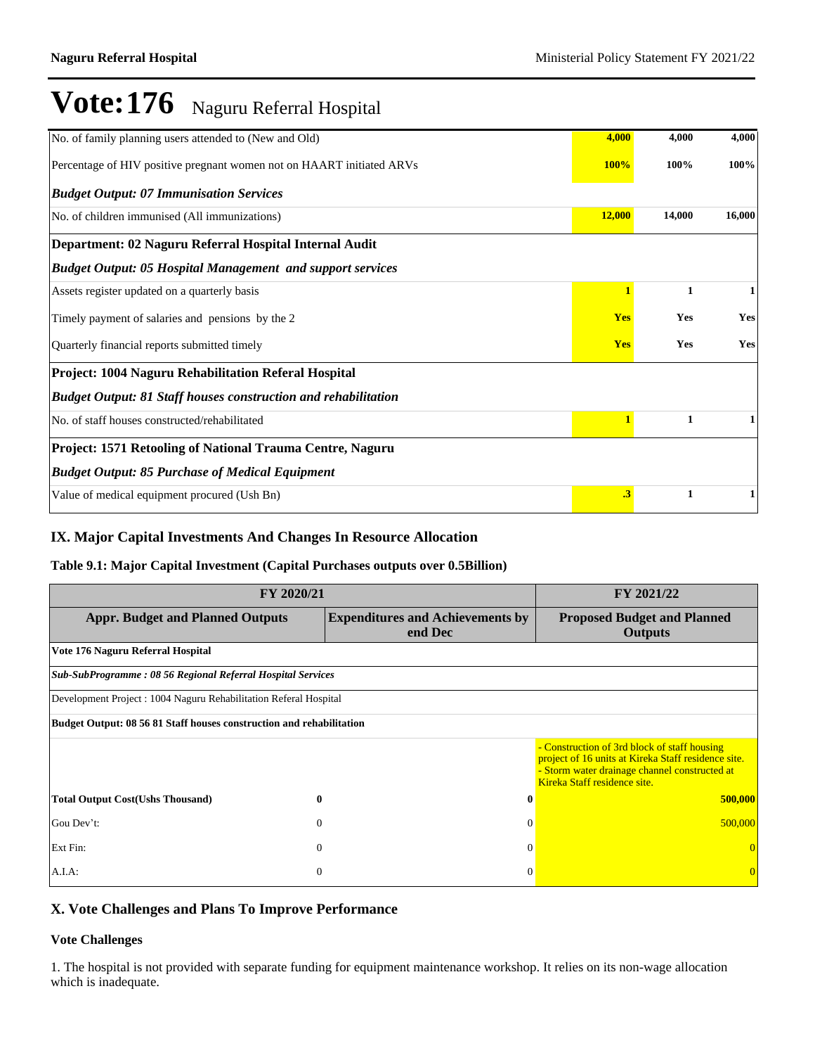# Vote:176 Naguru Referral Hospital

| | | | |
|---|---|---|---|
| No. of family planning users attended to (New and Old) | 4,000 | 4,000 | 4,000 |
| Percentage of HIV positive pregnant women not on HAART initiated ARVs | 100% | 100% | 100% |
| ***Budget Output: 07 Immunisation Services*** | | | |
| No. of children immunised (All immunizations) | 12,000 | 14,000 | 16,000 |
| **Department: 02 Naguru Referral Hospital Internal Audit** | | | |
| ***Budget Output: 05 Hospital Management and support services*** | | | |
| Assets register updated on a quarterly basis | 1 | 1 | 1 |
| Timely payment of salaries and pensions by the 2 | Yes | Yes | Yes |
| Quarterly financial reports submitted timely | Yes | Yes | Yes |
| **Project: 1004 Naguru Rehabilitation Referal Hospital** | | | |
| ***Budget Output: 81 Staff houses construction and rehabilitation*** | | | |
| No. of staff houses constructed/rehabilitated | 1 | 1 | 1 |
| **Project: 1571 Retooling of National Trauma Centre, Naguru** | | | |
| ***Budget Output: 85 Purchase of Medical Equipment*** | | | |
| Value of medical equipment procured (Ush Bn) | .3 | 1 | 1 |

## IX. Major Capital Investments And Changes In Resource Allocation

**Table 9.1: Major Capital Investment (Capital Purchases outputs over 0.5Billion)**

| FY 2020/21 | | FY 2021/22 |
|---|---|---|
| **Appr. Budget and Planned Outputs** | **Expenditures and Achievements by end Dec** | **Proposed Budget and Planned Outputs** |
| **Vote 176 Naguru Referral Hospital** | | |
| ***Sub-SubProgramme : 08 56 Regional Referral Hospital Services*** | | |
| Development Project : 1004 Naguru Rehabilitation Referal Hospital | | |
| **Budget Output: 08 56 81 Staff houses construction and rehabilitation** | | |
| | | - Construction of 3rd block of staff housing project of 16 units at Kireka Staff residence site.<br>- Storm water drainage channel constructed at Kireka Staff residence site. |
| **Total Output Cost(Ushs Thousand)** **0** | **0** | **500,000** |
| Gou Dev't: 0 | 0 | 500,000 |
| Ext Fin: 0 | 0 | 0 |
| A.I.A: 0 | 0 | 0 |

## X. Vote Challenges and Plans To Improve Performance

### Vote Challenges

1. The hospital is not provided with separate funding for equipment maintenance workshop. It relies on its non-wage allocation which is inadequate.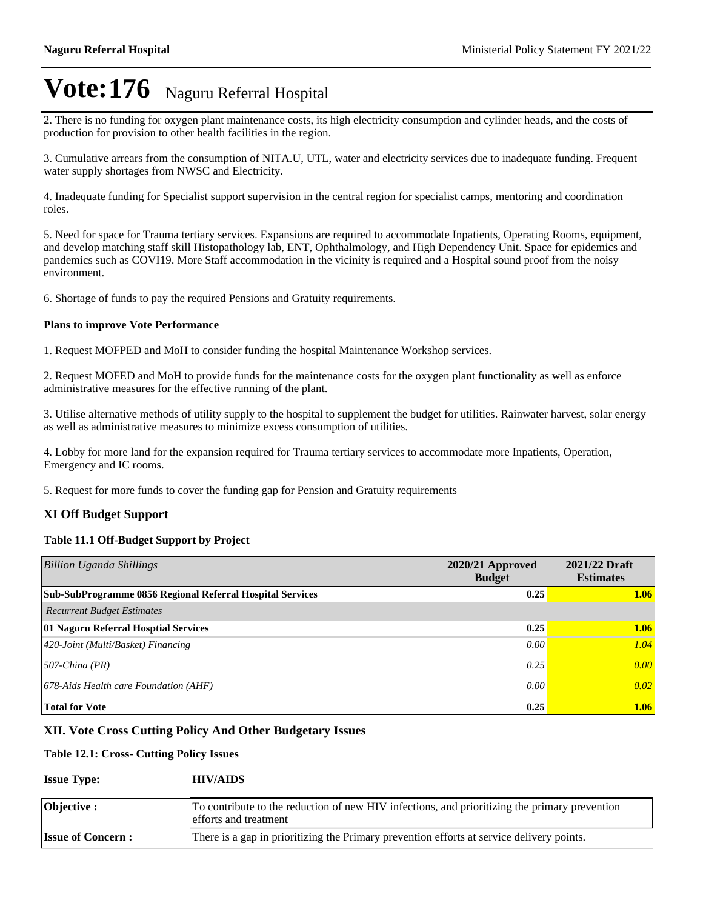# Vote:176 Naguru Referral Hospital

2. There is no funding for oxygen plant maintenance costs, its high electricity consumption and cylinder heads, and the costs of production for provision to other health facilities in the region.

3. Cumulative arrears from the consumption of NITA.U, UTL, water and electricity services due to inadequate funding. Frequent water supply shortages from NWSC and Electricity.

4. Inadequate funding for Specialist support supervision in the central region for specialist camps, mentoring and coordination roles.

5. Need for space for Trauma tertiary services. Expansions are required to accommodate Inpatients, Operating Rooms, equipment, and develop matching staff skill Histopathology lab, ENT, Ophthalmology, and High Dependency Unit. Space for epidemics and pandemics such as COVI19. More Staff accommodation in the vicinity is required and a Hospital sound proof from the noisy environment.

6. Shortage of funds to pay the required Pensions and Gratuity requirements.

**Plans to improve Vote Performance**

1. Request MOFPED and MoH to consider funding the hospital Maintenance Workshop services.

2. Request MOFED and MoH to provide funds for the maintenance costs for the oxygen plant functionality as well as enforce administrative measures for the effective running of the plant.

3. Utilise alternative methods of utility supply to the hospital to supplement the budget for utilities. Rainwater harvest, solar energy as well as administrative measures to minimize excess consumption of utilities.

4. Lobby for more land for the expansion required for Trauma tertiary services to accommodate more Inpatients, Operation, Emergency and IC rooms.

5. Request for more funds to cover the funding gap for Pension and Gratuity requirements

## XI Off Budget Support

### Table 11.1 Off-Budget Support by Project

| *Billion Uganda Shillings* | 2020/21 Approved Budget | 2021/22 Draft Estimates |
|---|---|---|
| **Sub-SubProgramme 0856 Regional Referral Hospital Services** | **0.25** | **1.06** |
| *Recurrent Budget Estimates* | | |
| **01 Naguru Referral Hosptial Services** | **0.25** | **1.06** |
| *420-Joint (Multi/Basket) Financing* | *0.00* | *1.04* |
| *507-China (PR)* | *0.25* | *0.00* |
| *678-Aids Health care Foundation (AHF)* | *0.00* | *0.02* |
| **Total for Vote** | **0.25** | **1.06** |

## XII. Vote Cross Cutting Policy And Other Budgetary Issues

### Table 12.1: Cross- Cutting Policy Issues

| **Issue Type:** | **HIV/AIDS** |
|---|---|
| **Objective :** | To contribute to the reduction of new HIV infections, and prioritizing the primary prevention efforts and treatment |
| **Issue of Concern :** | There is a gap in prioritizing the Primary prevention efforts at service delivery points. |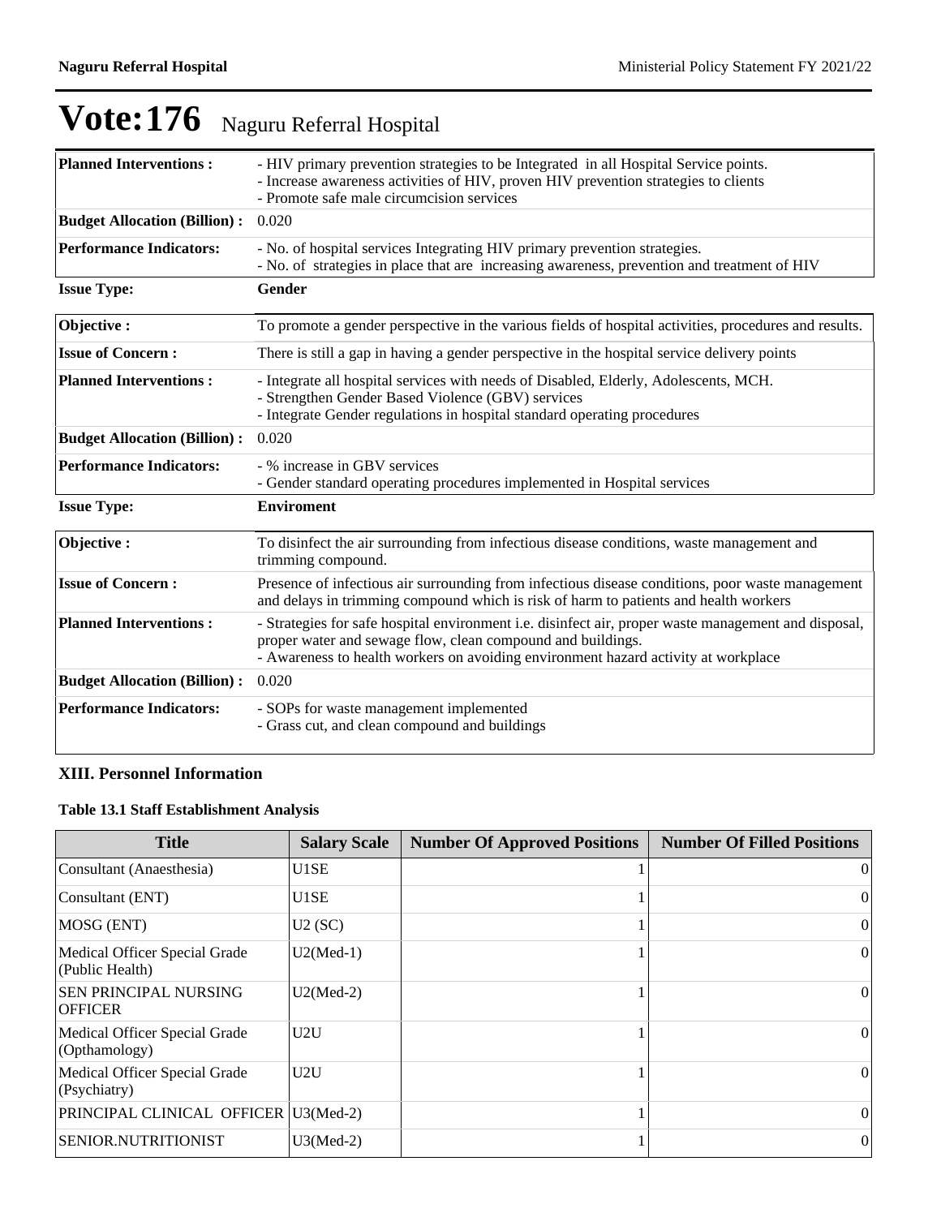# Vote:176 Naguru Referral Hospital

| | |
|---|---|
| **Planned Interventions :** | - HIV primary prevention strategies to be Integrated in all Hospital Service points.<br>- Increase awareness activities of HIV, proven HIV prevention strategies to clients<br>- Promote safe male circumcision services |
| **Budget Allocation (Billion) :** | 0.020 |
| **Performance Indicators:** | - No. of hospital services Integrating HIV primary prevention strategies.<br>- No. of strategies in place that are increasing awareness, prevention and treatment of HIV |

**Issue Type:** **Gender**

| | |
|---|---|
| **Objective :** | To promote a gender perspective in the various fields of hospital activities, procedures and results. |
| **Issue of Concern :** | There is still a gap in having a gender perspective in the hospital service delivery points |
| **Planned Interventions :** | - Integrate all hospital services with needs of Disabled, Elderly, Adolescents, MCH.<br>- Strengthen Gender Based Violence (GBV) services<br>- Integrate Gender regulations in hospital standard operating procedures |
| **Budget Allocation (Billion) :** | 0.020 |
| **Performance Indicators:** | - % increase in GBV services<br>- Gender standard operating procedures implemented in Hospital services |

**Issue Type:** **Enviroment**

| | |
|---|---|
| **Objective :** | To disinfect the air surrounding from infectious disease conditions, waste management and trimming compound. |
| **Issue of Concern :** | Presence of infectious air surrounding from infectious disease conditions, poor waste management and delays in trimming compound which is risk of harm to patients and health workers |
| **Planned Interventions :** | - Strategies for safe hospital environment i.e. disinfect air, proper waste management and disposal, proper water and sewage flow, clean compound and buildings.<br>- Awareness to health workers on avoiding environment hazard activity at workplace |
| **Budget Allocation (Billion) :** | 0.020 |
| **Performance Indicators:** | - SOPs for waste management implemented<br>- Grass cut, and clean compound and buildings |

### XIII. Personnel Information

**Table 13.1 Staff Establishment Analysis**

| Title | Salary Scale | Number Of Approved Positions | Number Of Filled Positions |
|---|---|---|---|
| Consultant (Anaesthesia) | U1SE | 1 | 0 |
| Consultant (ENT) | U1SE | 1 | 0 |
| MOSG (ENT) | U2 (SC) | 1 | 0 |
| Medical Officer Special Grade (Public Health) | U2(Med-1) | 1 | 0 |
| SEN PRINCIPAL NURSING OFFICER | U2(Med-2) | 1 | 0 |
| Medical Officer Special Grade (Opthamology) | U2U | 1 | 0 |
| Medical Officer Special Grade (Psychiatry) | U2U | 1 | 0 |
| PRINCIPAL CLINICAL OFFICER | U3(Med-2) | 1 | 0 |
| SENIOR.NUTRITIONIST | U3(Med-2) | 1 | 0 |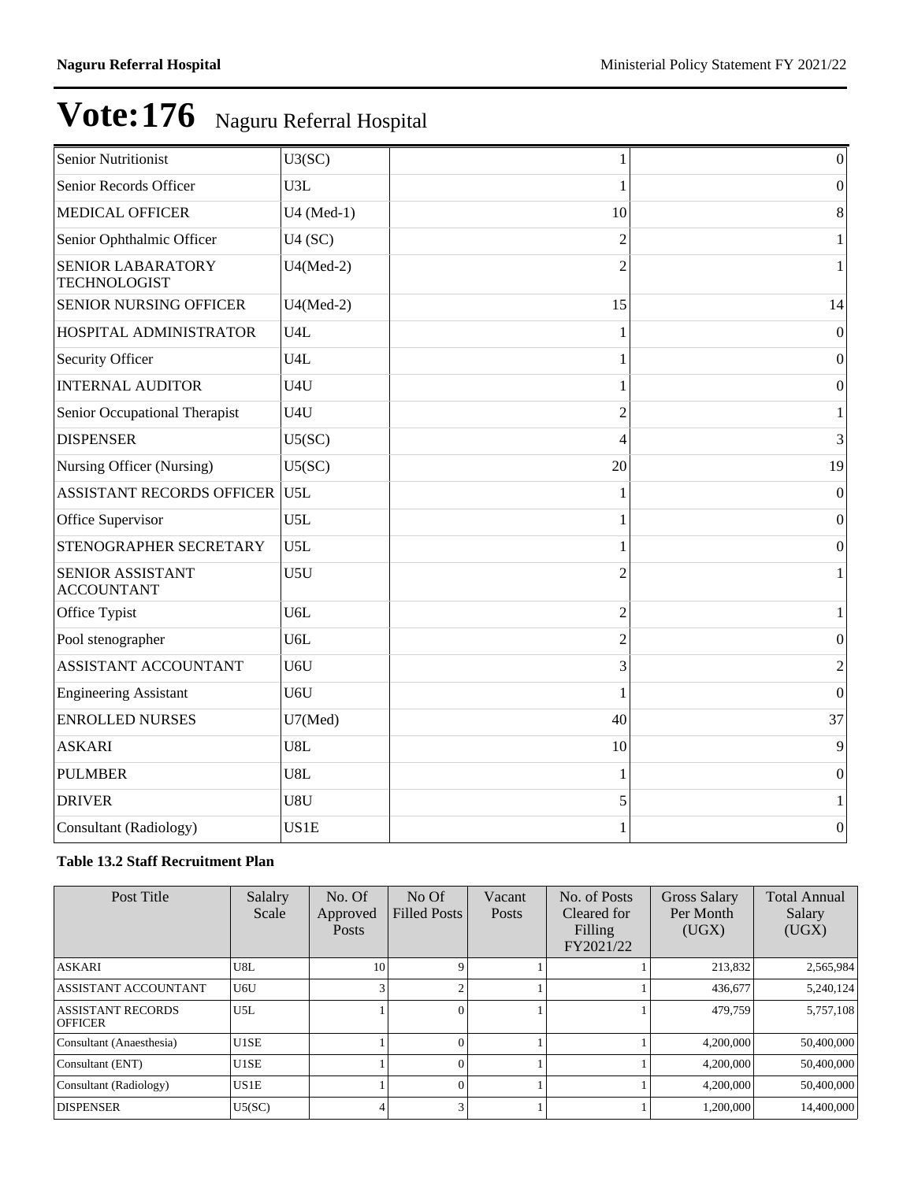# Vote:176 Naguru Referral Hospital

| | | | |
|---|---|---|---|
| Senior Nutritionist | U3(SC) | 1 | 0 |
| Senior Records Officer | U3L | 1 | 0 |
| MEDICAL OFFICER | U4 (Med-1) | 10 | 8 |
| Senior Ophthalmic Officer | U4 (SC) | 2 | 1 |
| SENIOR LABARATORY TECHNOLOGIST | U4(Med-2) | 2 | 1 |
| SENIOR NURSING OFFICER | U4(Med-2) | 15 | 14 |
| HOSPITAL ADMINISTRATOR | U4L | 1 | 0 |
| Security Officer | U4L | 1 | 0 |
| INTERNAL AUDITOR | U4U | 1 | 0 |
| Senior Occupational Therapist | U4U | 2 | 1 |
| DISPENSER | U5(SC) | 4 | 3 |
| Nursing Officer (Nursing) | U5(SC) | 20 | 19 |
| ASSISTANT RECORDS OFFICER | U5L | 1 | 0 |
| Office Supervisor | U5L | 1 | 0 |
| STENOGRAPHER SECRETARY | U5L | 1 | 0 |
| SENIOR ASSISTANT ACCOUNTANT | U5U | 2 | 1 |
| Office Typist | U6L | 2 | 1 |
| Pool stenographer | U6L | 2 | 0 |
| ASSISTANT ACCOUNTANT | U6U | 3 | 2 |
| Engineering Assistant | U6U | 1 | 0 |
| ENROLLED NURSES | U7(Med) | 40 | 37 |
| ASKARI | U8L | 10 | 9 |
| PULMBER | U8L | 1 | 0 |
| DRIVER | U8U | 5 | 1 |
| Consultant (Radiology) | US1E | 1 | 0 |

**Table 13.2 Staff Recruitment Plan**

| Post Title | Salalry Scale | No. Of Approved Posts | No Of Filled Posts | Vacant Posts | No. of Posts Cleared for Filling FY2021/22 | Gross Salary Per Month (UGX) | Total Annual Salary (UGX) |
|---|---|---|---|---|---|---|---|
| ASKARI | U8L | 10 | 9 | 1 | 1 | 213,832 | 2,565,984 |
| ASSISTANT ACCOUNTANT | U6U | 3 | 2 | 1 | 1 | 436,677 | 5,240,124 |
| ASSISTANT RECORDS OFFICER | U5L | 1 | 0 | 1 | 1 | 479,759 | 5,757,108 |
| Consultant (Anaesthesia) | U1SE | 1 | 0 | 1 | 1 | 4,200,000 | 50,400,000 |
| Consultant (ENT) | U1SE | 1 | 0 | 1 | 1 | 4,200,000 | 50,400,000 |
| Consultant (Radiology) | US1E | 1 | 0 | 1 | 1 | 4,200,000 | 50,400,000 |
| DISPENSER | U5(SC) | 4 | 3 | 1 | 1 | 1,200,000 | 14,400,000 |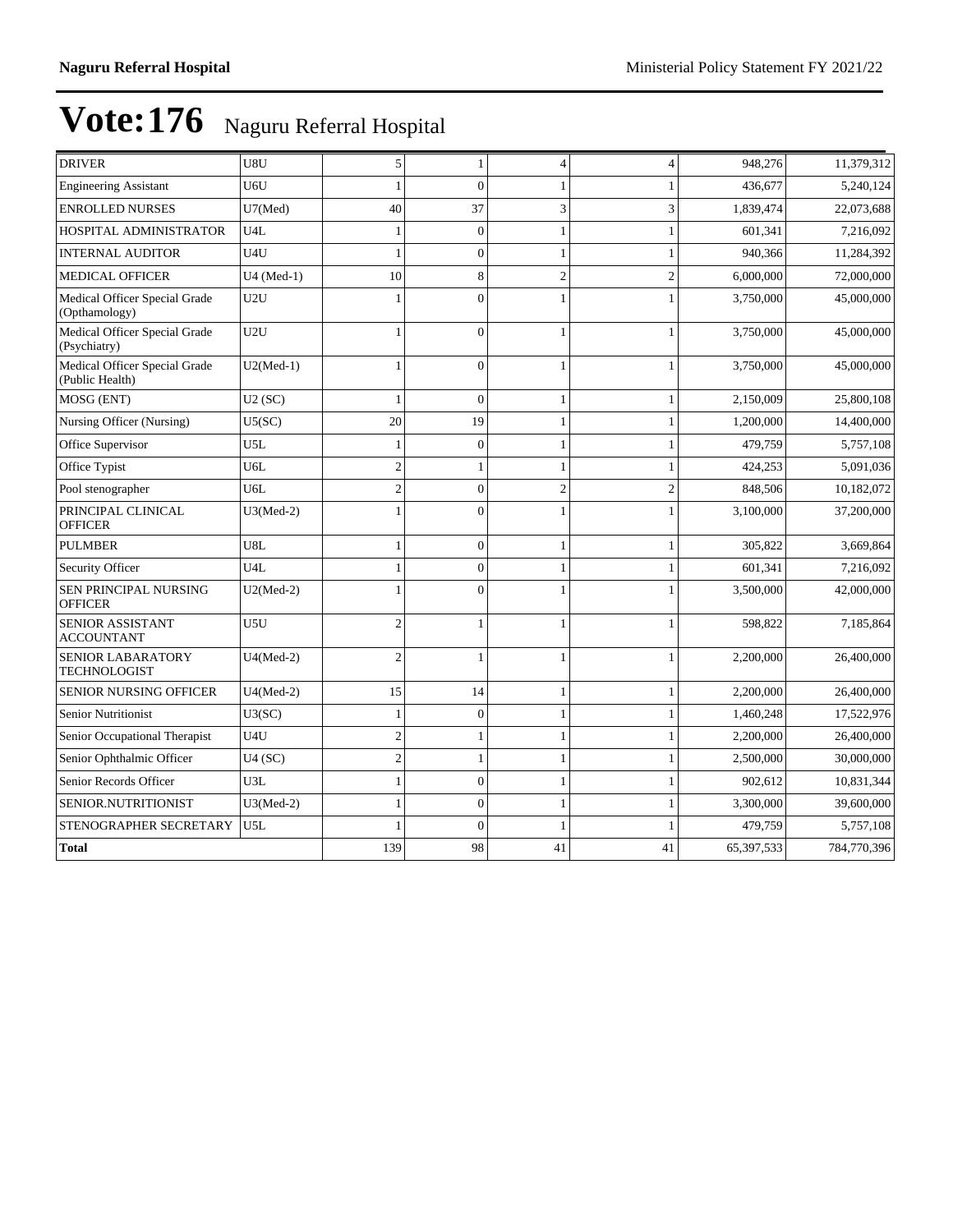# Vote:176 Naguru Referral Hospital

| | | | | | | | |
|---|---|---|---|---|---|---|---|
| DRIVER | U8U | 5 | 1 | 4 | 4 | 948,276 | 11,379,312 |
| Engineering Assistant | U6U | 1 | 0 | 1 | 1 | 436,677 | 5,240,124 |
| ENROLLED NURSES | U7(Med) | 40 | 37 | 3 | 3 | 1,839,474 | 22,073,688 |
| HOSPITAL ADMINISTRATOR | U4L | 1 | 0 | 1 | 1 | 601,341 | 7,216,092 |
| INTERNAL AUDITOR | U4U | 1 | 0 | 1 | 1 | 940,366 | 11,284,392 |
| MEDICAL OFFICER | U4 (Med-1) | 10 | 8 | 2 | 2 | 6,000,000 | 72,000,000 |
| Medical Officer Special Grade (Opthamology) | U2U | 1 | 0 | 1 | 1 | 3,750,000 | 45,000,000 |
| Medical Officer Special Grade (Psychiatry) | U2U | 1 | 0 | 1 | 1 | 3,750,000 | 45,000,000 |
| Medical Officer Special Grade (Public Health) | U2(Med-1) | 1 | 0 | 1 | 1 | 3,750,000 | 45,000,000 |
| MOSG (ENT) | U2 (SC) | 1 | 0 | 1 | 1 | 2,150,009 | 25,800,108 |
| Nursing Officer (Nursing) | U5(SC) | 20 | 19 | 1 | 1 | 1,200,000 | 14,400,000 |
| Office Supervisor | U5L | 1 | 0 | 1 | 1 | 479,759 | 5,757,108 |
| Office Typist | U6L | 2 | 1 | 1 | 1 | 424,253 | 5,091,036 |
| Pool stenographer | U6L | 2 | 0 | 2 | 2 | 848,506 | 10,182,072 |
| PRINCIPAL CLINICAL OFFICER | U3(Med-2) | 1 | 0 | 1 | 1 | 3,100,000 | 37,200,000 |
| PULMBER | U8L | 1 | 0 | 1 | 1 | 305,822 | 3,669,864 |
| Security Officer | U4L | 1 | 0 | 1 | 1 | 601,341 | 7,216,092 |
| SEN PRINCIPAL NURSING OFFICER | U2(Med-2) | 1 | 0 | 1 | 1 | 3,500,000 | 42,000,000 |
| SENIOR ASSISTANT ACCOUNTANT | U5U | 2 | 1 | 1 | 1 | 598,822 | 7,185,864 |
| SENIOR LABARATORY TECHNOLOGIST | U4(Med-2) | 2 | 1 | 1 | 1 | 2,200,000 | 26,400,000 |
| SENIOR NURSING OFFICER | U4(Med-2) | 15 | 14 | 1 | 1 | 2,200,000 | 26,400,000 |
| Senior Nutritionist | U3(SC) | 1 | 0 | 1 | 1 | 1,460,248 | 17,522,976 |
| Senior Occupational Therapist | U4U | 2 | 1 | 1 | 1 | 2,200,000 | 26,400,000 |
| Senior Ophthalmic Officer | U4 (SC) | 2 | 1 | 1 | 1 | 2,500,000 | 30,000,000 |
| Senior Records Officer | U3L | 1 | 0 | 1 | 1 | 902,612 | 10,831,344 |
| SENIOR.NUTRITIONIST | U3(Med-2) | 1 | 0 | 1 | 1 | 3,300,000 | 39,600,000 |
| STENOGRAPHER SECRETARY | U5L | 1 | 0 | 1 | 1 | 479,759 | 5,757,108 |
| **Total** | | 139 | 98 | 41 | 41 | 65,397,533 | 784,770,396 |